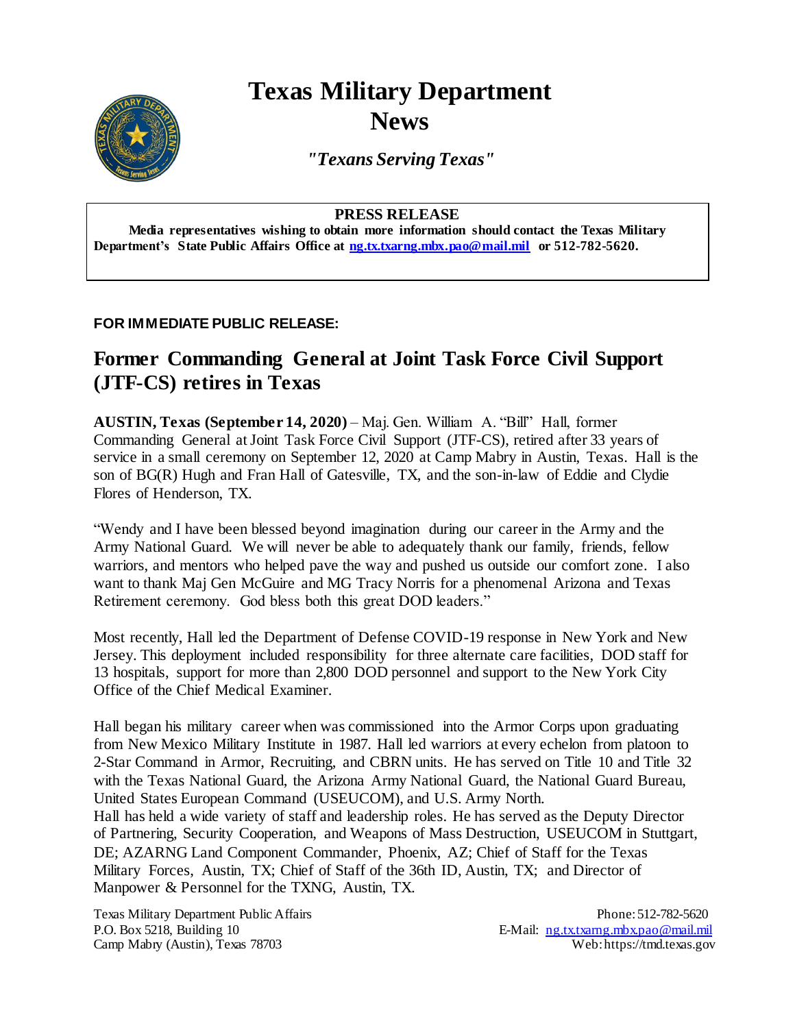# Texas Military Department News

*"Texans Serving Texas"*

**PRESS RELEASE**

**Media representatives wishing to obtain more information should contact the Texas Military Department's State Public Affairs Office at ng.tx.txarng.mbx.pao@mail.mil or 512-782-5620.**

**FOR IMMEDIATE PUBLIC RELEASE:**

## Former Commanding General at Joint Task Force Civil Support (JTF-CS) retires in Texas

**AUSTIN, Texas (September 14, 2020)** – Maj. Gen. William A. "Bill" Hall, former Commanding General at Joint Task Force Civil Support (JTF-CS), retired after 33 years of service in a small ceremony on September 12, 2020 at Camp Mabry in Austin, Texas. Hall is the son of BG(R) Hugh and Fran Hall of Gatesville, TX, and the son-in-law of Eddie and Clydie Flores of Henderson, TX.

"Wendy and I have been blessed beyond imagination during our career in the Army and the Army National Guard. We will never be able to adequately thank our family, friends, fellow warriors, and mentors who helped pave the way and pushed us outside our comfort zone. I also want to thank Maj Gen McGuire and MG Tracy Norris for a phenomenal Arizona and Texas Retirement ceremony. God bless both this great DOD leaders."

Most recently, Hall led the Department of Defense COVID-19 response in New York and New Jersey. This deployment included responsibility for three alternate care facilities, DOD staff for 13 hospitals, support for more than 2,800 DOD personnel and support to the New York City Office of the Chief Medical Examiner.

Hall began his military career when was commissioned into the Armor Corps upon graduating from New Mexico Military Institute in 1987. Hall led warriors at every echelon from platoon to 2-Star Command in Armor, Recruiting, and CBRN units. He has served on Title 10 and Title 32 with the Texas National Guard, the Arizona Army National Guard, the National Guard Bureau, United States European Command (USEUCOM), and U.S. Army North.
Hall has held a wide variety of staff and leadership roles. He has served as the Deputy Director of Partnering, Security Cooperation, and Weapons of Mass Destruction, USEUCOM in Stuttgart, DE; AZARNG Land Component Commander, Phoenix, AZ; Chief of Staff for the Texas Military Forces, Austin, TX; Chief of Staff of the 36th ID, Austin, TX; and Director of Manpower & Personnel for the TXNG, Austin, TX.

Texas Military Department Public Affairs
P.O. Box 5218, Building 10
Camp Mabry (Austin), Texas 78703

Phone: 512-782-5620
E-Mail: ng.tx.txarng.mbx.pao@mail.mil
Web: https://tmd.texas.gov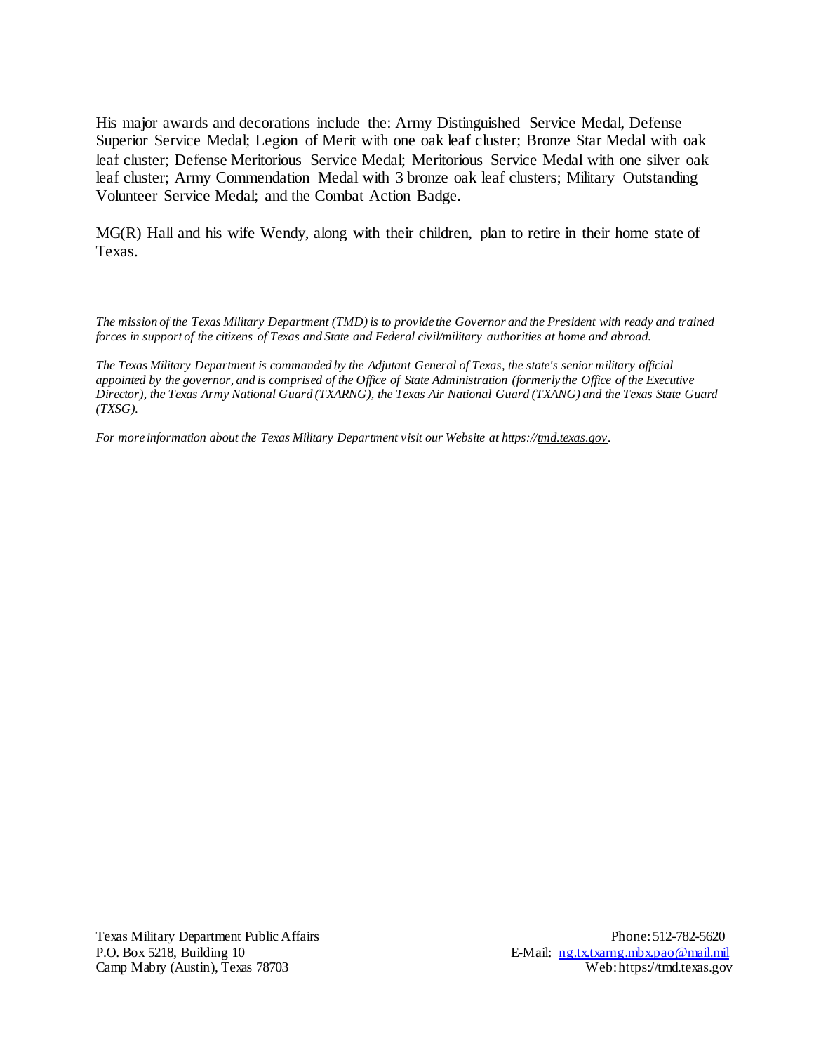His major awards and decorations include the: Army Distinguished Service Medal, Defense Superior Service Medal; Legion of Merit with one oak leaf cluster; Bronze Star Medal with oak leaf cluster; Defense Meritorious Service Medal; Meritorious Service Medal with one silver oak leaf cluster; Army Commendation Medal with 3 bronze oak leaf clusters; Military Outstanding Volunteer Service Medal; and the Combat Action Badge.

MG(R) Hall and his wife Wendy, along with their children, plan to retire in their home state of Texas.

*The mission of the Texas Military Department (TMD) is to provide the Governor and the President with ready and trained forces in support of the citizens of Texas and State and Federal civil/military authorities at home and abroad.*

*The Texas Military Department is commanded by the Adjutant General of Texas, the state's senior military official appointed by the governor, and is comprised of the Office of State Administration (formerly the Office of the Executive Director), the Texas Army National Guard (TXARNG), the Texas Air National Guard (TXANG) and the Texas State Guard (TXSG).*

*For more information about the Texas Military Department visit our Website at https://tmd.texas.gov.*

Texas Military Department Public Affairs
P.O. Box 5218, Building 10
Camp Mabry (Austin), Texas 78703

Phone: 512-782-5620
E-Mail: ng.tx.txarng.mbx.pao@mail.mil
Web: https://tmd.texas.gov